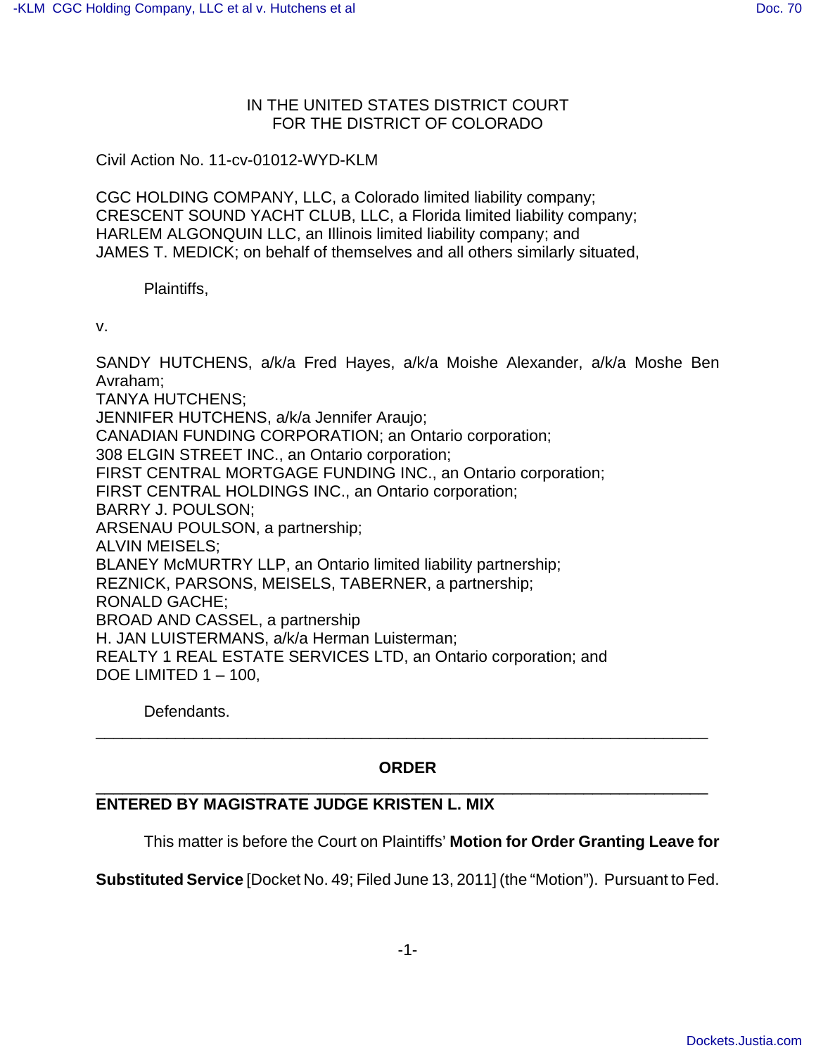IN THE UNITED STATES DISTRICT COURT
FOR THE DISTRICT OF COLORADO

Civil Action No. 11-cv-01012-WYD-KLM

CGC HOLDING COMPANY, LLC, a Colorado limited liability company;
CRESCENT SOUND YACHT CLUB, LLC, a Florida limited liability company;
HARLEM ALGONQUIN LLC, an Illinois limited liability company; and
JAMES T. MEDICK; on behalf of themselves and all others similarly situated,

Plaintiffs,

v.

SANDY HUTCHENS, a/k/a Fred Hayes, a/k/a Moishe Alexander, a/k/a Moshe Ben Avraham;
TANYA HUTCHENS;
JENNIFER HUTCHENS, a/k/a Jennifer Araujo;
CANADIAN FUNDING CORPORATION; an Ontario corporation;
308 ELGIN STREET INC., an Ontario corporation;
FIRST CENTRAL MORTGAGE FUNDING INC., an Ontario corporation;
FIRST CENTRAL HOLDINGS INC., an Ontario corporation;
BARRY J. POULSON;
ARSENAU POULSON, a partnership;
ALVIN MEISELS;
BLANEY McMURTRY LLP, an Ontario limited liability partnership;
REZNICK, PARSONS, MEISELS, TABERNER, a partnership;
RONALD GACHE;
BROAD AND CASSEL, a partnership
H. JAN LUISTERMANS, a/k/a Herman Luisterman;
REALTY 1 REAL ESTATE SERVICES LTD, an Ontario corporation; and
DOE LIMITED 1 – 100,

Defendants.

---

**ORDER**

---

**ENTERED BY MAGISTRATE JUDGE KRISTEN L. MIX**

This matter is before the Court on Plaintiffs' **Motion for Order Granting Leave for Substituted Service** [Docket No. 49; Filed June 13, 2011] (the "Motion"). Pursuant to Fed.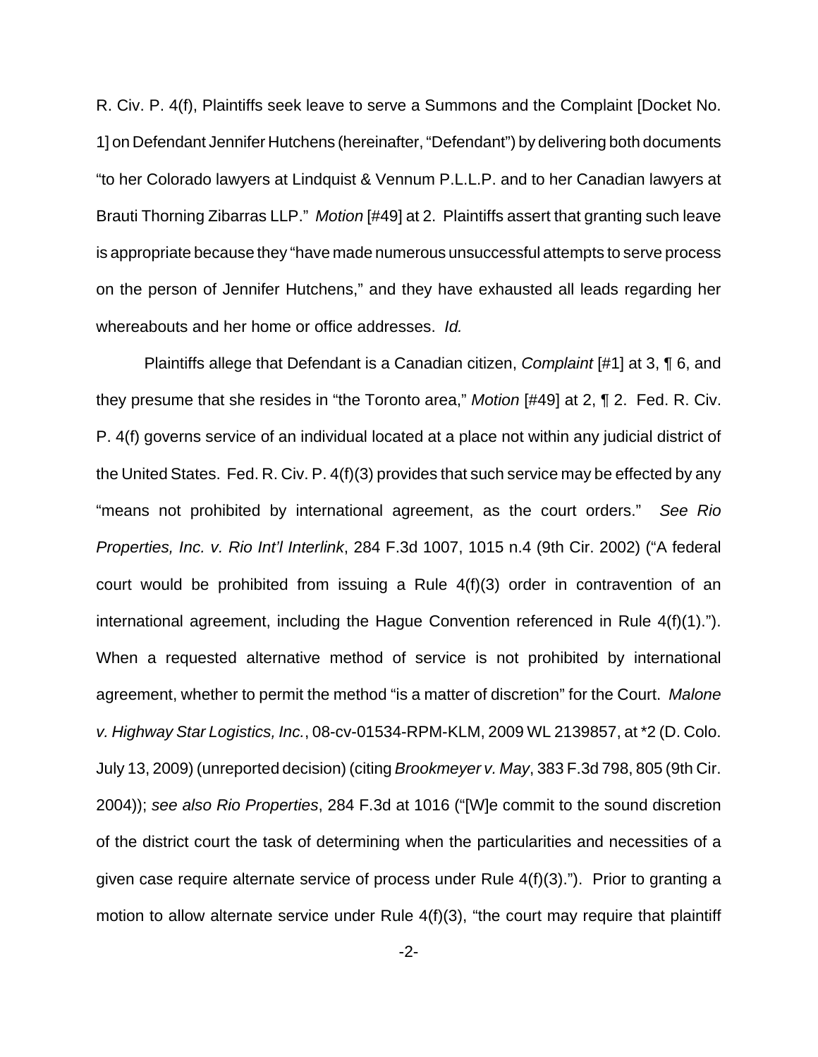R. Civ. P. 4(f), Plaintiffs seek leave to serve a Summons and the Complaint [Docket No. 1] on Defendant Jennifer Hutchens (hereinafter, "Defendant") by delivering both documents "to her Colorado lawyers at Lindquist & Vennum P.L.L.P. and to her Canadian lawyers at Brauti Thorning Zibarras LLP." *Motion* [#49] at 2. Plaintiffs assert that granting such leave is appropriate because they "have made numerous unsuccessful attempts to serve process on the person of Jennifer Hutchens," and they have exhausted all leads regarding her whereabouts and her home or office addresses. *Id.*

Plaintiffs allege that Defendant is a Canadian citizen, *Complaint* [#1] at 3, ¶ 6, and they presume that she resides in "the Toronto area," *Motion* [#49] at 2, ¶ 2. Fed. R. Civ. P. 4(f) governs service of an individual located at a place not within any judicial district of the United States. Fed. R. Civ. P. 4(f)(3) provides that such service may be effected by any "means not prohibited by international agreement, as the court orders." *See Rio Properties, Inc. v. Rio Int'l Interlink*, 284 F.3d 1007, 1015 n.4 (9th Cir. 2002) ("A federal court would be prohibited from issuing a Rule 4(f)(3) order in contravention of an international agreement, including the Hague Convention referenced in Rule 4(f)(1)."). When a requested alternative method of service is not prohibited by international agreement, whether to permit the method "is a matter of discretion" for the Court. *Malone v. Highway Star Logistics, Inc.*, 08-cv-01534-RPM-KLM, 2009 WL 2139857, at *2 (D. Colo. July 13, 2009) (unreported decision) (citing *Brookmeyer v. May*, 383 F.3d 798, 805 (9th Cir. 2004)); *see also Rio Properties*, 284 F.3d at 1016 ("[W]e commit to the sound discretion of the district court the task of determining when the particularities and necessities of a given case require alternate service of process under Rule 4(f)(3)."). Prior to granting a motion to allow alternate service under Rule 4(f)(3), "the court may require that plaintiff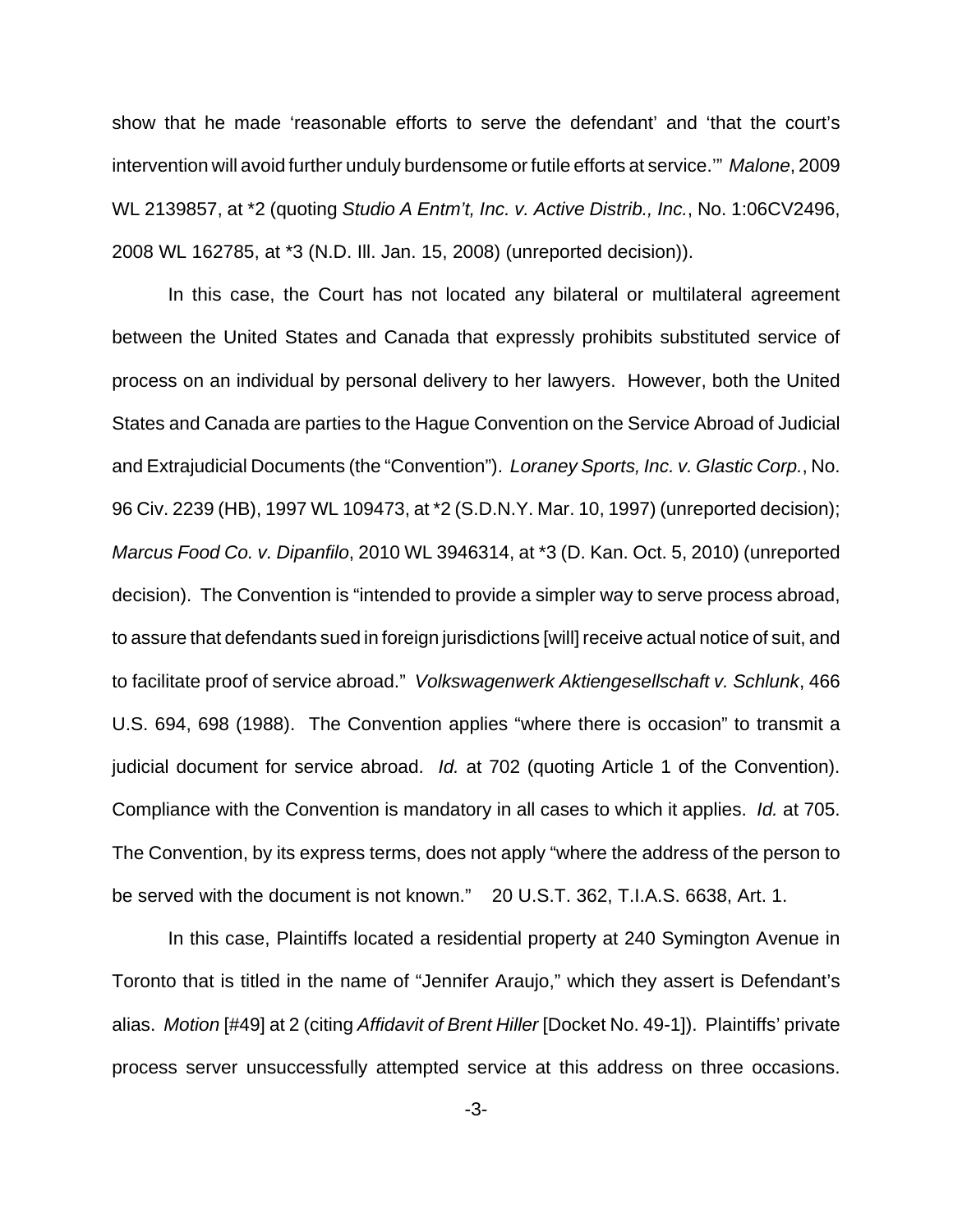show that he made 'reasonable efforts to serve the defendant' and 'that the court's intervention will avoid further unduly burdensome or futile efforts at service.'" *Malone*, 2009 WL 2139857, at *2 (quoting *Studio A Entm't, Inc. v. Active Distrib., Inc.*, No. 1:06CV2496, 2008 WL 162785, at *3 (N.D. Ill. Jan. 15, 2008) (unreported decision)).

In this case, the Court has not located any bilateral or multilateral agreement between the United States and Canada that expressly prohibits substituted service of process on an individual by personal delivery to her lawyers. However, both the United States and Canada are parties to the Hague Convention on the Service Abroad of Judicial and Extrajudicial Documents (the "Convention"). *Loraney Sports, Inc. v. Glastic Corp.*, No. 96 Civ. 2239 (HB), 1997 WL 109473, at *2 (S.D.N.Y. Mar. 10, 1997) (unreported decision); *Marcus Food Co. v. Dipanfilo*, 2010 WL 3946314, at *3 (D. Kan. Oct. 5, 2010) (unreported decision). The Convention is "intended to provide a simpler way to serve process abroad, to assure that defendants sued in foreign jurisdictions [will] receive actual notice of suit, and to facilitate proof of service abroad." *Volkswagenwerk Aktiengesellschaft v. Schlunk*, 466 U.S. 694, 698 (1988). The Convention applies "where there is occasion" to transmit a judicial document for service abroad. *Id.* at 702 (quoting Article 1 of the Convention). Compliance with the Convention is mandatory in all cases to which it applies. *Id.* at 705. The Convention, by its express terms, does not apply "where the address of the person to be served with the document is not known." 20 U.S.T. 362, T.I.A.S. 6638, Art. 1.

In this case, Plaintiffs located a residential property at 240 Symington Avenue in Toronto that is titled in the name of "Jennifer Araujo," which they assert is Defendant's alias. *Motion* [#49] at 2 (citing *Affidavit of Brent Hiller* [Docket No. 49-1]). Plaintiffs' private process server unsuccessfully attempted service at this address on three occasions.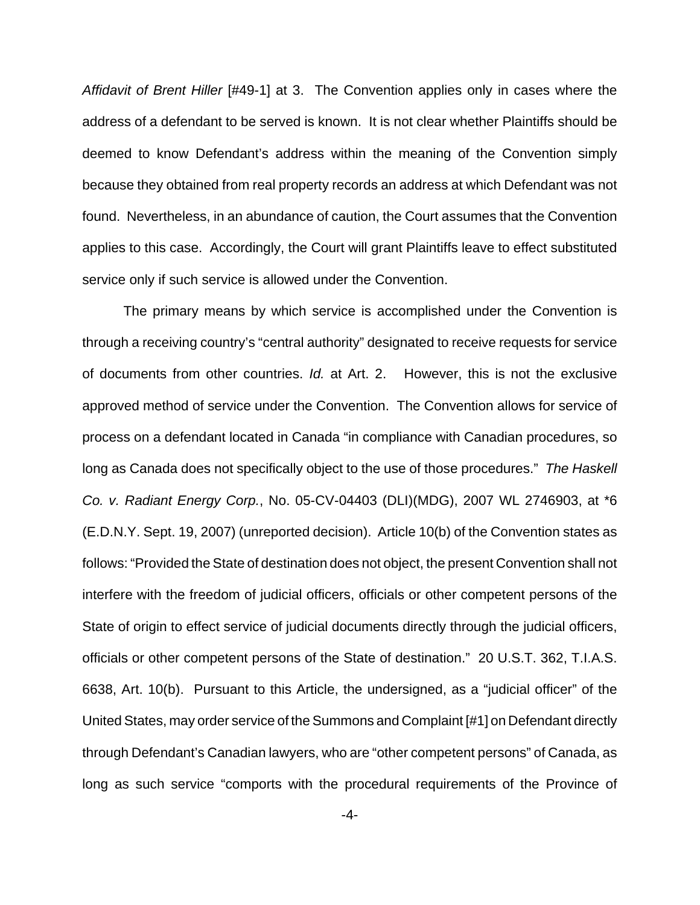*Affidavit of Brent Hiller* [#49-1] at 3. The Convention applies only in cases where the address of a defendant to be served is known. It is not clear whether Plaintiffs should be deemed to know Defendant's address within the meaning of the Convention simply because they obtained from real property records an address at which Defendant was not found. Nevertheless, in an abundance of caution, the Court assumes that the Convention applies to this case. Accordingly, the Court will grant Plaintiffs leave to effect substituted service only if such service is allowed under the Convention.

The primary means by which service is accomplished under the Convention is through a receiving country's "central authority" designated to receive requests for service of documents from other countries. *Id.* at Art. 2. However, this is not the exclusive approved method of service under the Convention. The Convention allows for service of process on a defendant located in Canada "in compliance with Canadian procedures, so long as Canada does not specifically object to the use of those procedures." *The Haskell Co. v. Radiant Energy Corp.*, No. 05-CV-04403 (DLI)(MDG), 2007 WL 2746903, at *6 (E.D.N.Y. Sept. 19, 2007) (unreported decision). Article 10(b) of the Convention states as follows: "Provided the State of destination does not object, the present Convention shall not interfere with the freedom of judicial officers, officials or other competent persons of the State of origin to effect service of judicial documents directly through the judicial officers, officials or other competent persons of the State of destination." 20 U.S.T. 362, T.I.A.S. 6638, Art. 10(b). Pursuant to this Article, the undersigned, as a "judicial officer" of the United States, may order service of the Summons and Complaint [#1] on Defendant directly through Defendant's Canadian lawyers, who are "other competent persons" of Canada, as long as such service "comports with the procedural requirements of the Province of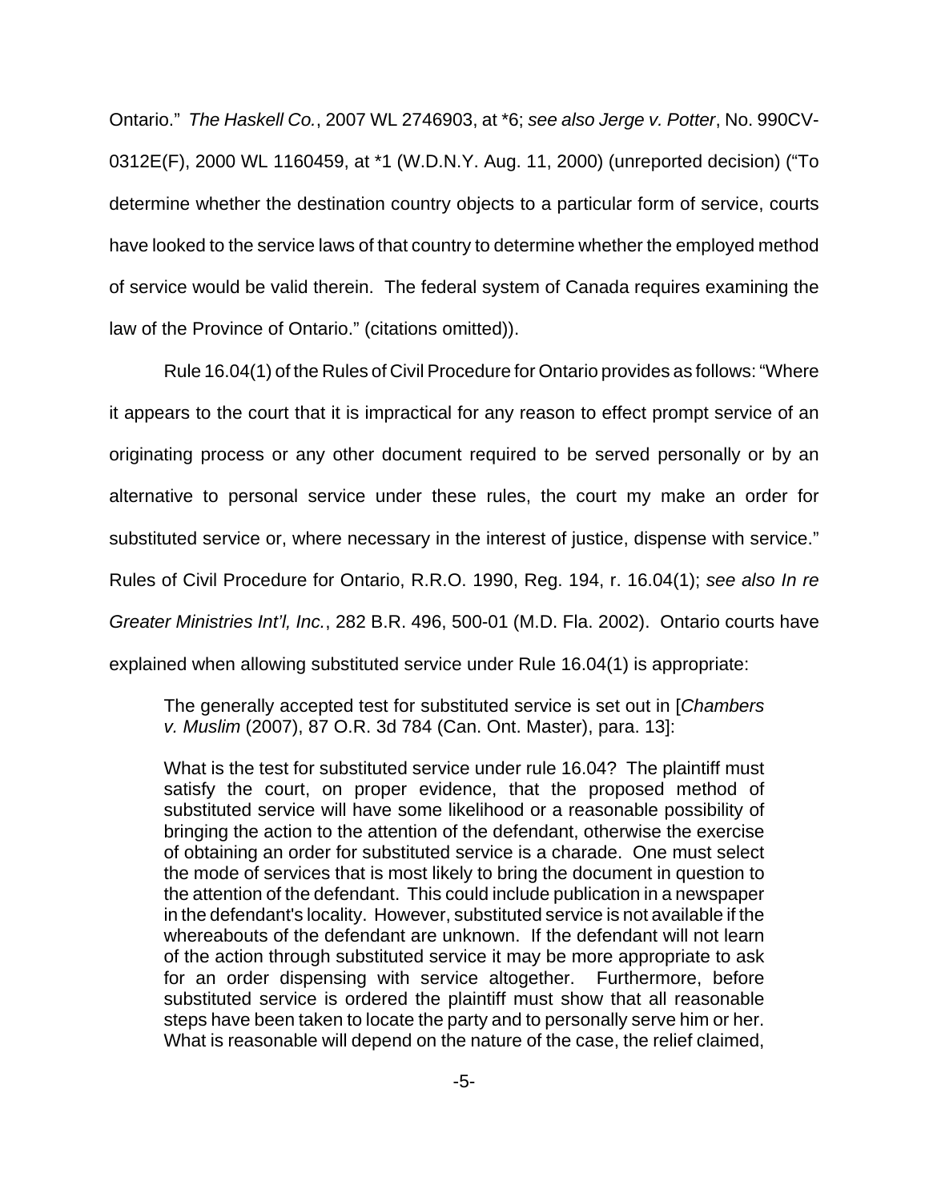Ontario." *The Haskell Co.*, 2007 WL 2746903, at *6; *see also Jerge v. Potter*, No. 990CV-0312E(F), 2000 WL 1160459, at *1 (W.D.N.Y. Aug. 11, 2000) (unreported decision) ("To determine whether the destination country objects to a particular form of service, courts have looked to the service laws of that country to determine whether the employed method of service would be valid therein. The federal system of Canada requires examining the law of the Province of Ontario." (citations omitted)).

Rule 16.04(1) of the Rules of Civil Procedure for Ontario provides as follows: "Where it appears to the court that it is impractical for any reason to effect prompt service of an originating process or any other document required to be served personally or by an alternative to personal service under these rules, the court my make an order for substituted service or, where necessary in the interest of justice, dispense with service." Rules of Civil Procedure for Ontario, R.R.O. 1990, Reg. 194, r. 16.04(1); *see also In re Greater Ministries Int'l, Inc.*, 282 B.R. 496, 500-01 (M.D. Fla. 2002). Ontario courts have explained when allowing substituted service under Rule 16.04(1) is appropriate:

> The generally accepted test for substituted service is set out in [*Chambers v. Muslim* (2007), 87 O.R. 3d 784 (Can. Ont. Master), para. 13]:
>
> What is the test for substituted service under rule 16.04? The plaintiff must satisfy the court, on proper evidence, that the proposed method of substituted service will have some likelihood or a reasonable possibility of bringing the action to the attention of the defendant, otherwise the exercise of obtaining an order for substituted service is a charade. One must select the mode of services that is most likely to bring the document in question to the attention of the defendant. This could include publication in a newspaper in the defendant's locality. However, substituted service is not available if the whereabouts of the defendant are unknown. If the defendant will not learn of the action through substituted service it may be more appropriate to ask for an order dispensing with service altogether. Furthermore, before substituted service is ordered the plaintiff must show that all reasonable steps have been taken to locate the party and to personally serve him or her. What is reasonable will depend on the nature of the case, the relief claimed,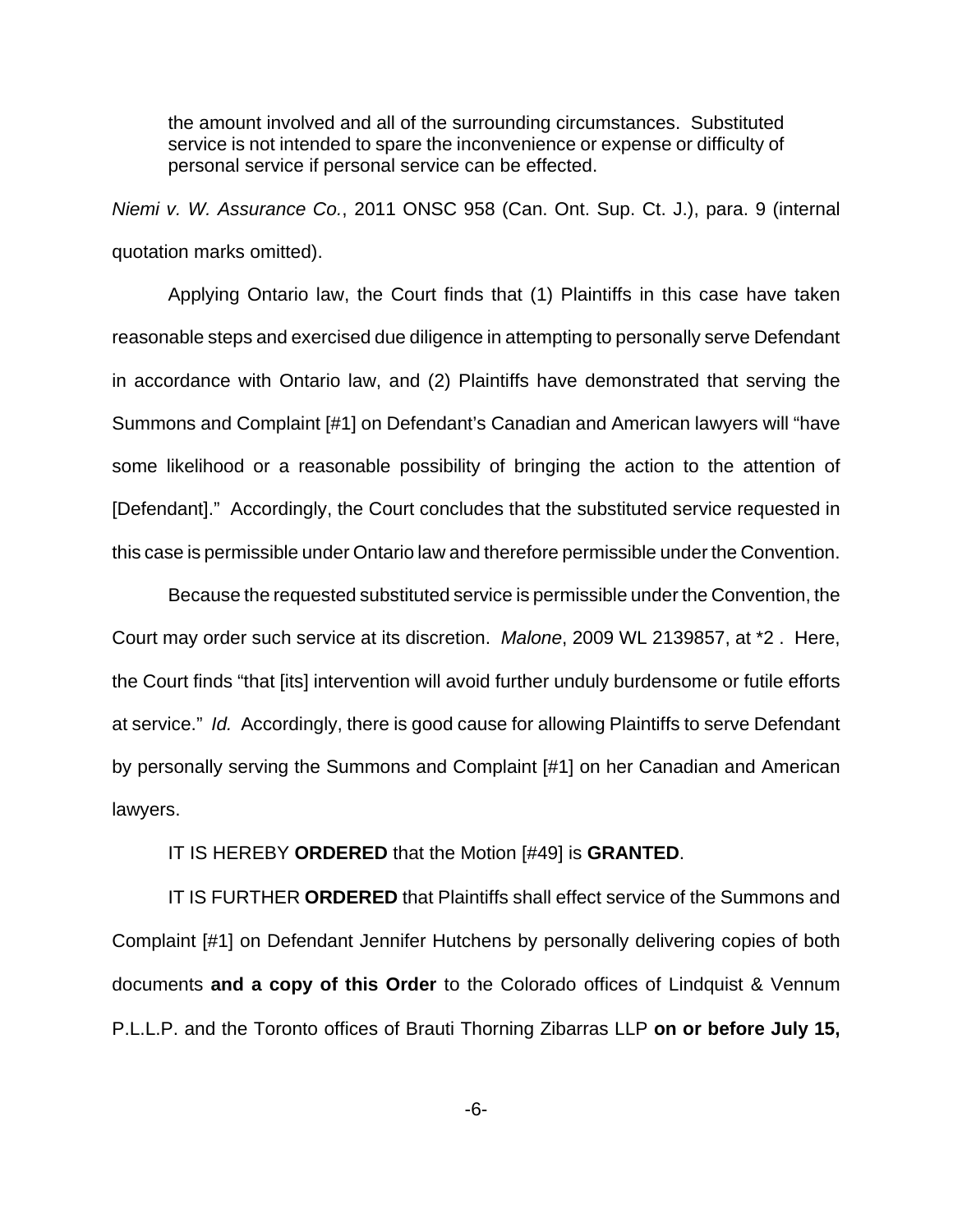> the amount involved and all of the surrounding circumstances. Substituted service is not intended to spare the inconvenience or expense or difficulty of personal service if personal service can be effected.

*Niemi v. W. Assurance Co.*, 2011 ONSC 958 (Can. Ont. Sup. Ct. J.), para. 9 (internal quotation marks omitted).

Applying Ontario law, the Court finds that (1) Plaintiffs in this case have taken reasonable steps and exercised due diligence in attempting to personally serve Defendant in accordance with Ontario law, and (2) Plaintiffs have demonstrated that serving the Summons and Complaint [#1] on Defendant's Canadian and American lawyers will "have some likelihood or a reasonable possibility of bringing the action to the attention of [Defendant]." Accordingly, the Court concludes that the substituted service requested in this case is permissible under Ontario law and therefore permissible under the Convention.

Because the requested substituted service is permissible under the Convention, the Court may order such service at its discretion. *Malone*, 2009 WL 2139857, at *2 . Here, the Court finds "that [its] intervention will avoid further unduly burdensome or futile efforts at service." *Id.* Accordingly, there is good cause for allowing Plaintiffs to serve Defendant by personally serving the Summons and Complaint [#1] on her Canadian and American lawyers.

IT IS HEREBY **ORDERED** that the Motion [#49] is **GRANTED**.

IT IS FURTHER **ORDERED** that Plaintiffs shall effect service of the Summons and Complaint [#1] on Defendant Jennifer Hutchens by personally delivering copies of both documents **and a copy of this Order** to the Colorado offices of Lindquist & Vennum P.L.L.P. and the Toronto offices of Brauti Thorning Zibarras LLP **on or before July 15,**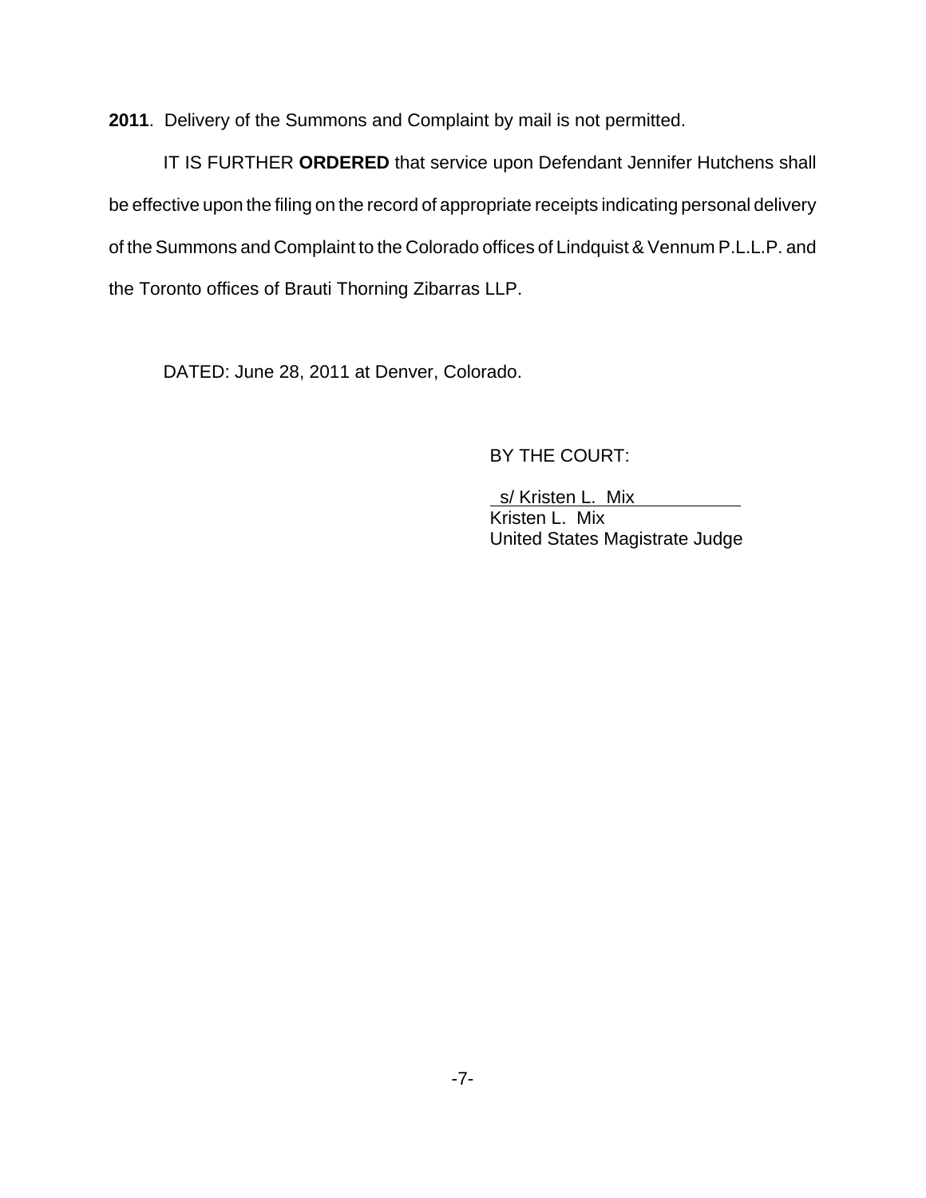**2011**. Delivery of the Summons and Complaint by mail is not permitted.

IT IS FURTHER **ORDERED** that service upon Defendant Jennifer Hutchens shall be effective upon the filing on the record of appropriate receipts indicating personal delivery of the Summons and Complaint to the Colorado offices of Lindquist & Vennum P.L.L.P. and the Toronto offices of Brauti Thorning Zibarras LLP.

DATED: June 28, 2011 at Denver, Colorado.

BY THE COURT:

s/ Kristen L. Mix
Kristen L. Mix
United States Magistrate Judge